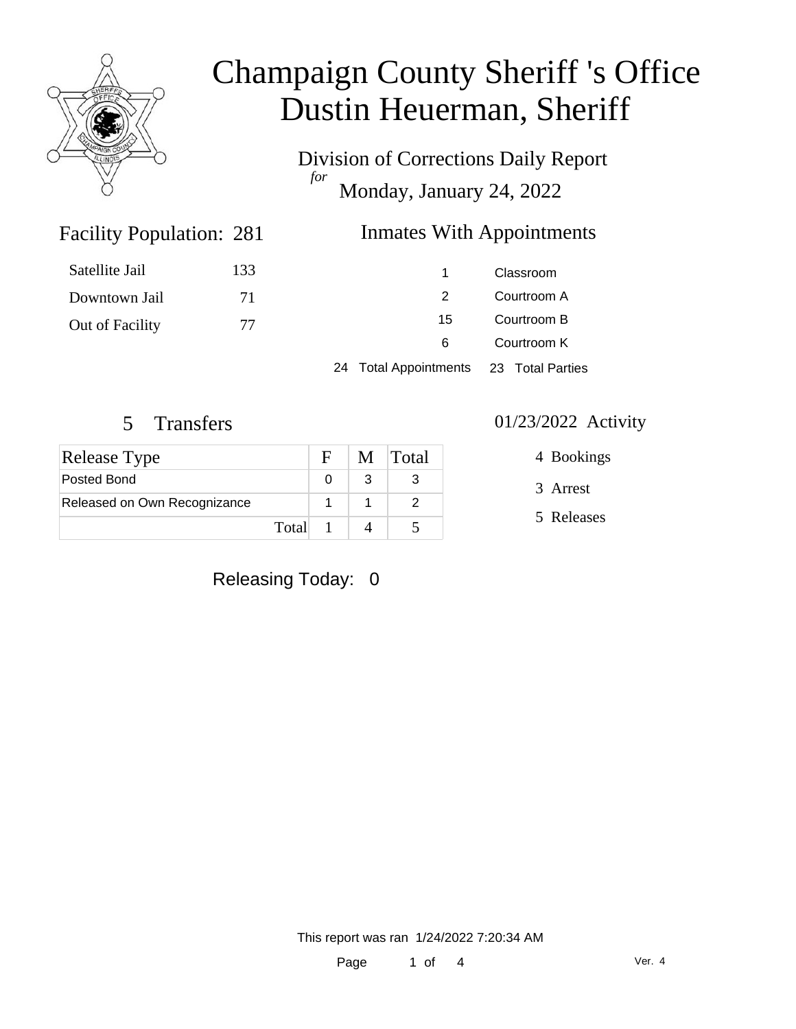# Champaign County Sheriff 's Office
# Dustin Heuerman, Sheriff

Division of Corrections Daily Report
*for*
Monday, January 24, 2022

## Facility Population: 281

| | |
|---|---|
| Satellite Jail | 133 |
| Downtown Jail | 71 |
| Out of Facility | 77 |

## Inmates With Appointments

| | |
|---|---|
| 1 | Classroom |
| 2 | Courtroom A |
| 15 | Courtroom B |
| 6 | Courtroom K |

24 Total Appointments    23 Total Parties

## 5 Transfers

| Release Type | F | M | Total |
|---|---|---|---|
| Posted Bond | 0 | 3 | 3 |
| Released on Own Recognizance | 1 | 1 | 2 |
| Total | 1 | 4 | 5 |

## 01/23/2022 Activity

4 Bookings

3 Arrest

5 Releases

Releasing Today: 0

This report was ran 1/24/2022 7:20:34 AM

Ver. 4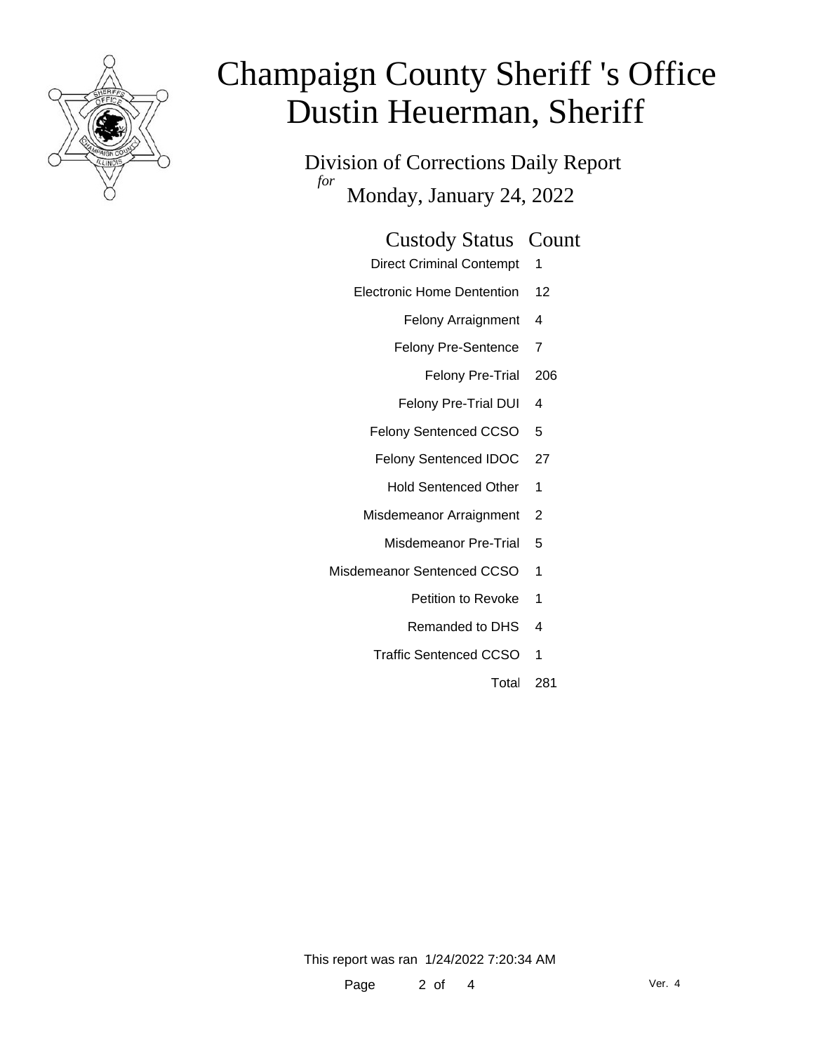# Champaign County Sheriff 's Office
# Dustin Heuerman, Sheriff

Division of Corrections Daily Report

*for* Monday, January 24, 2022

| Custody Status | Count |
|---|---|
| Direct Criminal Contempt | 1 |
| Electronic Home Dentention | 12 |
| Felony Arraignment | 4 |
| Felony Pre-Sentence | 7 |
| Felony Pre-Trial | 206 |
| Felony Pre-Trial DUI | 4 |
| Felony Sentenced CCSO | 5 |
| Felony Sentenced IDOC | 27 |
| Hold Sentenced Other | 1 |
| Misdemeanor Arraignment | 2 |
| Misdemeanor Pre-Trial | 5 |
| Misdemeanor Sentenced CCSO | 1 |
| Petition to Revoke | 1 |
| Remanded to DHS | 4 |
| Traffic Sentenced CCSO | 1 |
| Total | 281 |

This report was ran 1/24/2022 7:20:34 AM

Ver. 4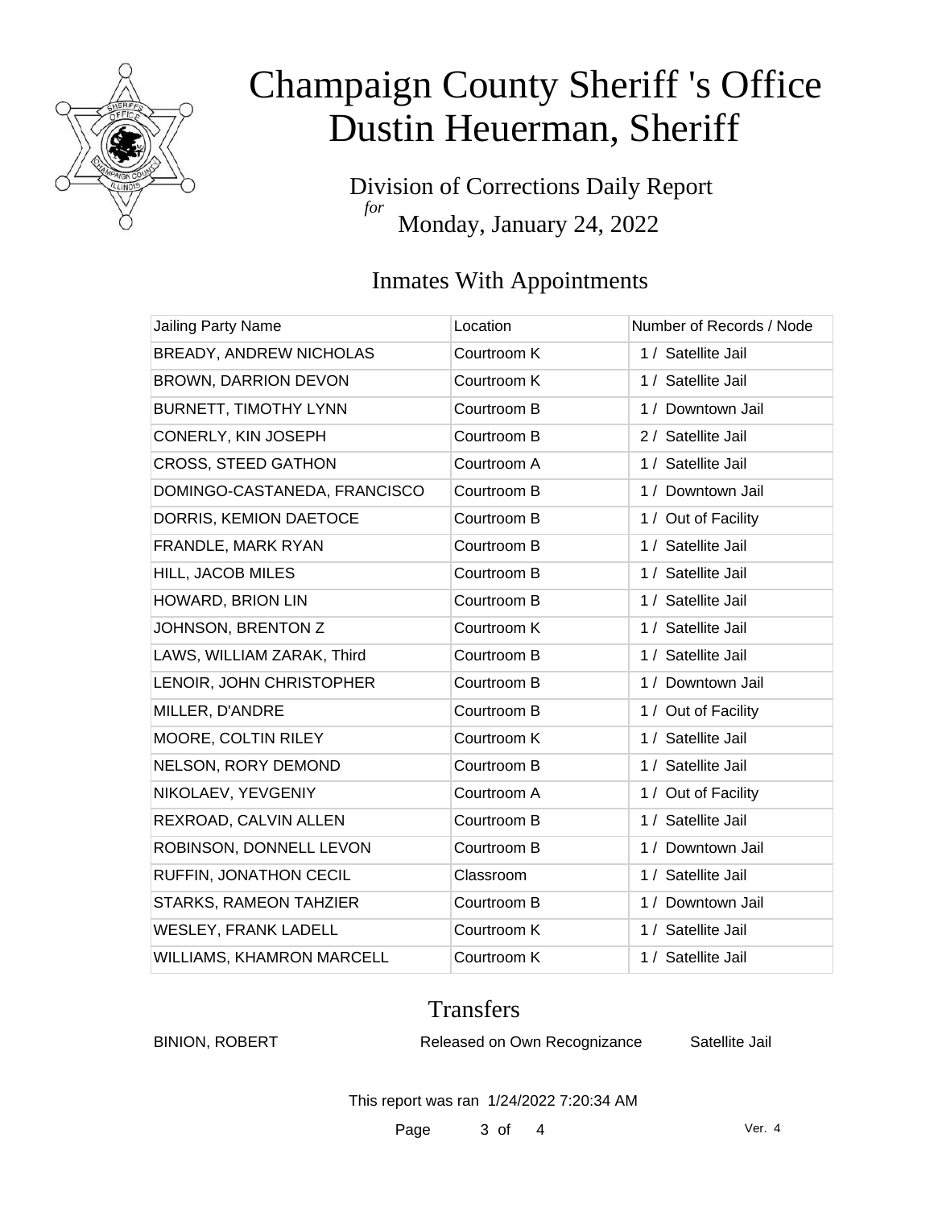# Champaign County Sheriff 's Office
# Dustin Heuerman, Sheriff

Division of Corrections Daily Report
*for*
Monday, January 24, 2022

## Inmates With Appointments

| Jailing Party Name | Location | Number of Records / Node |
|---|---|---|
| BREADY, ANDREW NICHOLAS | Courtroom K | 1 / Satellite Jail |
| BROWN, DARRION DEVON | Courtroom K | 1 / Satellite Jail |
| BURNETT, TIMOTHY LYNN | Courtroom B | 1 / Downtown Jail |
| CONERLY, KIN JOSEPH | Courtroom B | 2 / Satellite Jail |
| CROSS, STEED GATHON | Courtroom A | 1 / Satellite Jail |
| DOMINGO-CASTANEDA, FRANCISCO | Courtroom B | 1 / Downtown Jail |
| DORRIS, KEMION DAETOCE | Courtroom B | 1 / Out of Facility |
| FRANDLE, MARK RYAN | Courtroom B | 1 / Satellite Jail |
| HILL, JACOB MILES | Courtroom B | 1 / Satellite Jail |
| HOWARD, BRION LIN | Courtroom B | 1 / Satellite Jail |
| JOHNSON, BRENTON Z | Courtroom K | 1 / Satellite Jail |
| LAWS, WILLIAM ZARAK, Third | Courtroom B | 1 / Satellite Jail |
| LENOIR, JOHN CHRISTOPHER | Courtroom B | 1 / Downtown Jail |
| MILLER, D'ANDRE | Courtroom B | 1 / Out of Facility |
| MOORE, COLTIN RILEY | Courtroom K | 1 / Satellite Jail |
| NELSON, RORY DEMOND | Courtroom B | 1 / Satellite Jail |
| NIKOLAEV, YEVGENIY | Courtroom A | 1 / Out of Facility |
| REXROAD, CALVIN ALLEN | Courtroom B | 1 / Satellite Jail |
| ROBINSON, DONNELL LEVON | Courtroom B | 1 / Downtown Jail |
| RUFFIN, JONATHON CECIL | Classroom | 1 / Satellite Jail |
| STARKS, RAMEON TAHZIER | Courtroom B | 1 / Downtown Jail |
| WESLEY, FRANK LADELL | Courtroom K | 1 / Satellite Jail |
| WILLIAMS, KHAMRON MARCELL | Courtroom K | 1 / Satellite Jail |

## Transfers

| | | |
|---|---|---|
| BINION, ROBERT | Released on Own Recognizance | Satellite Jail |

This report was ran 1/24/2022 7:20:34 AM

Ver. 4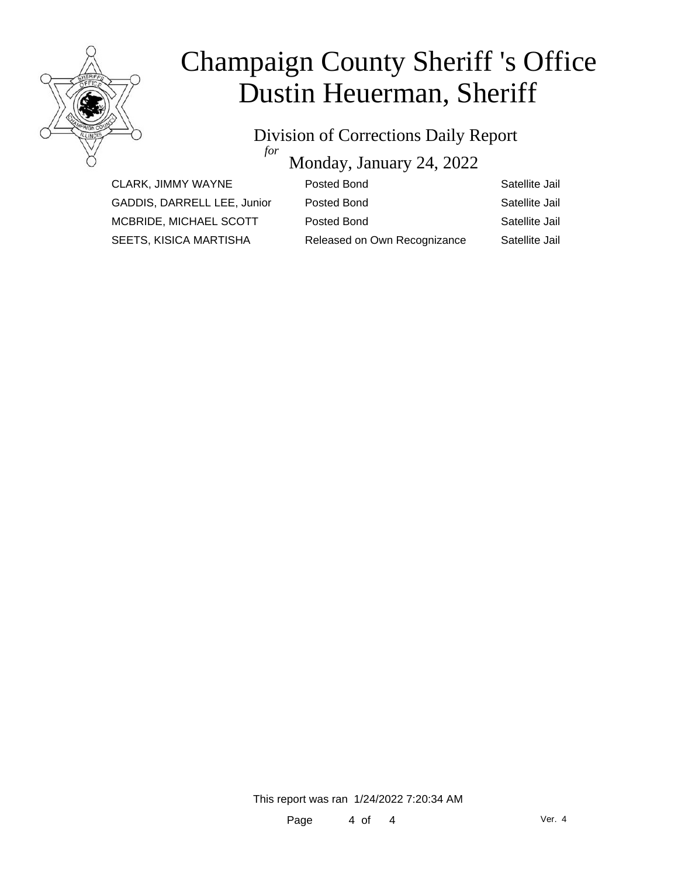# Champaign County Sheriff 's Office
# Dustin Heuerman, Sheriff

## Division of Corrections Daily Report

*for* Monday, January 24, 2022

| | | |
|---|---|---|
| CLARK, JIMMY WAYNE | Posted Bond | Satellite Jail |
| GADDIS, DARRELL LEE, Junior | Posted Bond | Satellite Jail |
| MCBRIDE, MICHAEL SCOTT | Posted Bond | Satellite Jail |
| SEETS, KISICA MARTISHA | Released on Own Recognizance | Satellite Jail |

This report was ran 1/24/2022 7:20:34 AM

Ver. 4